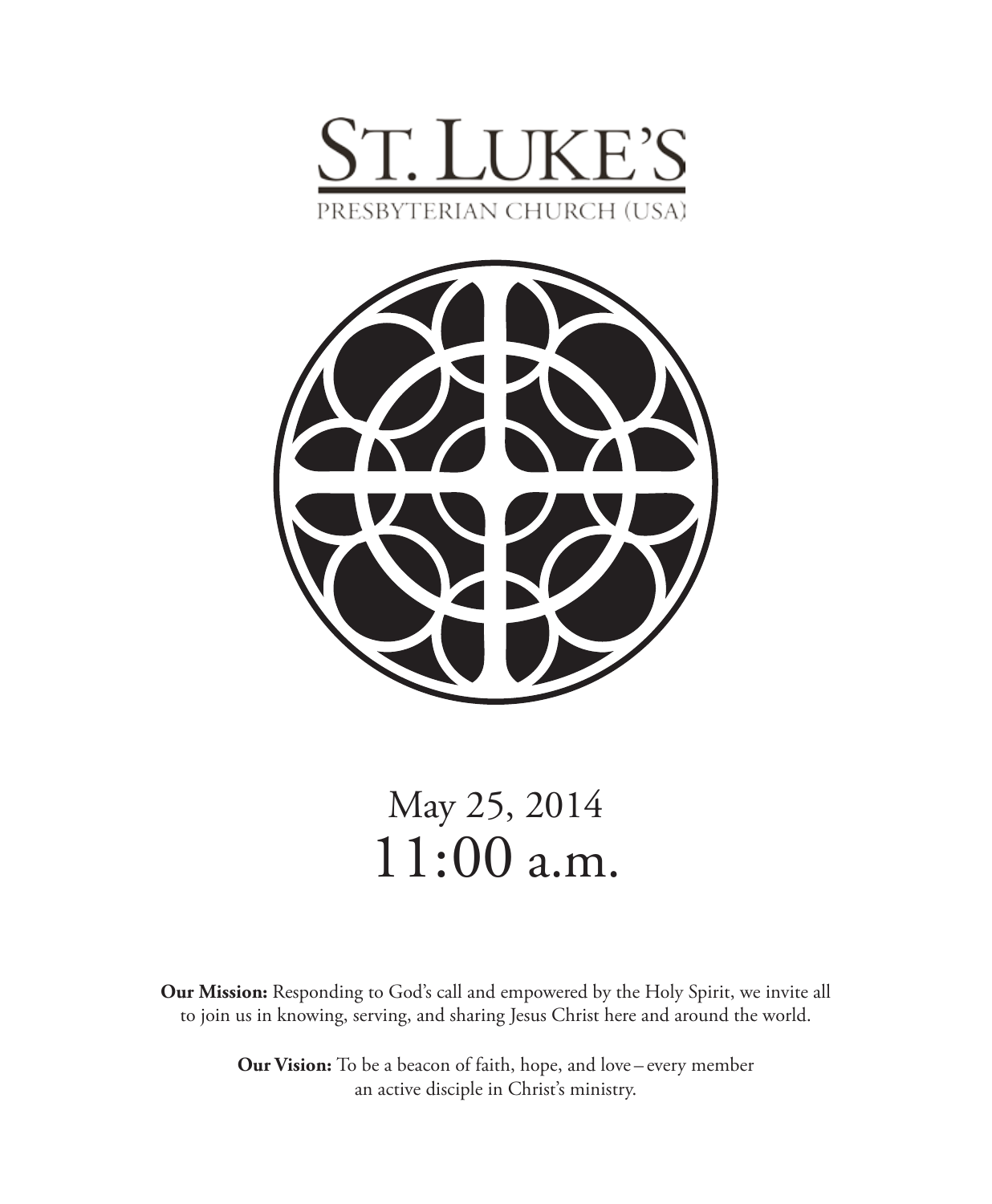# ST. LUKE'S

PRESBYTERIAN CHURCH (USA)

May 25, 2014

11:00 a.m.

**Our Mission:** Responding to God's call and empowered by the Holy Spirit, we invite all to join us in knowing, serving, and sharing Jesus Christ here and around the world.

**Our Vision:** To be a beacon of faith, hope, and love – every member an active disciple in Christ's ministry.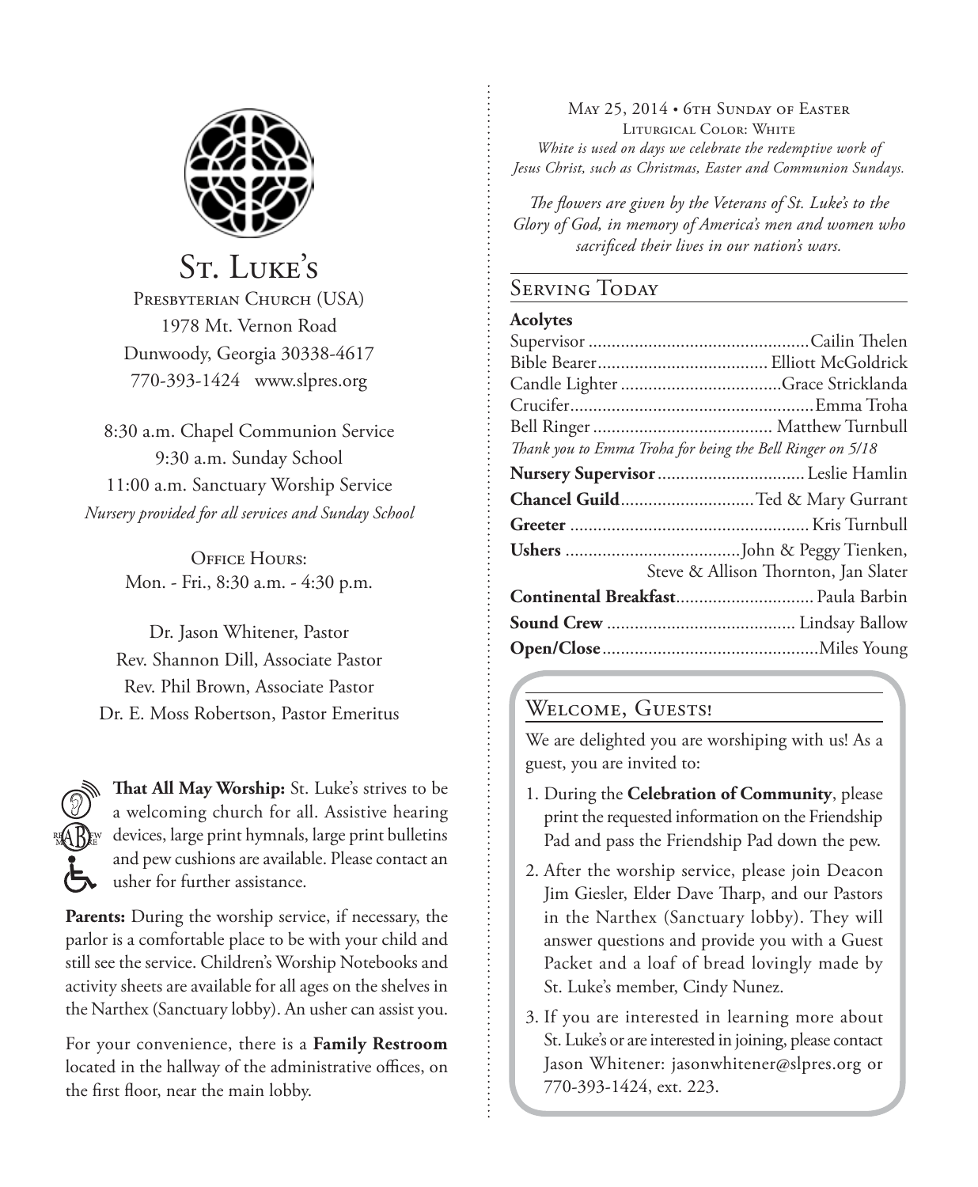# St. Luke's

Presbyterian Church (USA)
1978 Mt. Vernon Road
Dunwoody, Georgia 30338-4617
770-393-1424 www.slpres.org

8:30 a.m. Chapel Communion Service
9:30 a.m. Sunday School
11:00 a.m. Sanctuary Worship Service
*Nursery provided for all services and Sunday School*

Office Hours:
Mon. - Fri., 8:30 a.m. - 4:30 p.m.

Dr. Jason Whitener, Pastor
Rev. Shannon Dill, Associate Pastor
Rev. Phil Brown, Associate Pastor
Dr. E. Moss Robertson, Pastor Emeritus

**That All May Worship:** St. Luke's strives to be a welcoming church for all. Assistive hearing devices, large print hymnals, large print bulletins and pew cushions are available. Please contact an usher for further assistance.

**Parents:** During the worship service, if necessary, the parlor is a comfortable place to be with your child and still see the service. Children's Worship Notebooks and activity sheets are available for all ages on the shelves in the Narthex (Sanctuary lobby). An usher can assist you.

For your convenience, there is a **Family Restroom** located in the hallway of the administrative offices, on the first floor, near the main lobby.

May 25, 2014 • 6th Sunday of Easter
Liturgical Color: White
*White is used on days we celebrate the redemptive work of Jesus Christ, such as Christmas, Easter and Communion Sundays.*

*The flowers are given by the Veterans of St. Luke's to the Glory of God, in memory of America's men and women who sacrificed their lives in our nation's wars.*

## Serving Today

**Acolytes**

Supervisor ........ Cailin Thelen
Bible Bearer ........ Elliott McGoldrick
Candle Lighter ........ Grace Stricklanda
Crucifer ........ Emma Troha
Bell Ringer ........ Matthew Turnbull
*Thank you to Emma Troha for being the Bell Ringer on 5/18*

**Nursery Supervisor** ........ Leslie Hamlin
**Chancel Guild** ........ Ted & Mary Gurrant
**Greeter** ........ Kris Turnbull
**Ushers** ........ John & Peggy Tienken, Steve & Allison Thornton, Jan Slater
**Continental Breakfast** ........ Paula Barbin
**Sound Crew** ........ Lindsay Ballow
**Open/Close** ........ Miles Young

## Welcome, Guests!

We are delighted you are worshiping with us! As a guest, you are invited to:

1. During the **Celebration of Community**, please print the requested information on the Friendship Pad and pass the Friendship Pad down the pew.
2. After the worship service, please join Deacon Jim Giesler, Elder Dave Tharp, and our Pastors in the Narthex (Sanctuary lobby). They will answer questions and provide you with a Guest Packet and a loaf of bread lovingly made by St. Luke's member, Cindy Nunez.
3. If you are interested in learning more about St. Luke's or are interested in joining, please contact Jason Whitener: jasonwhitener@slpres.org or 770-393-1424, ext. 223.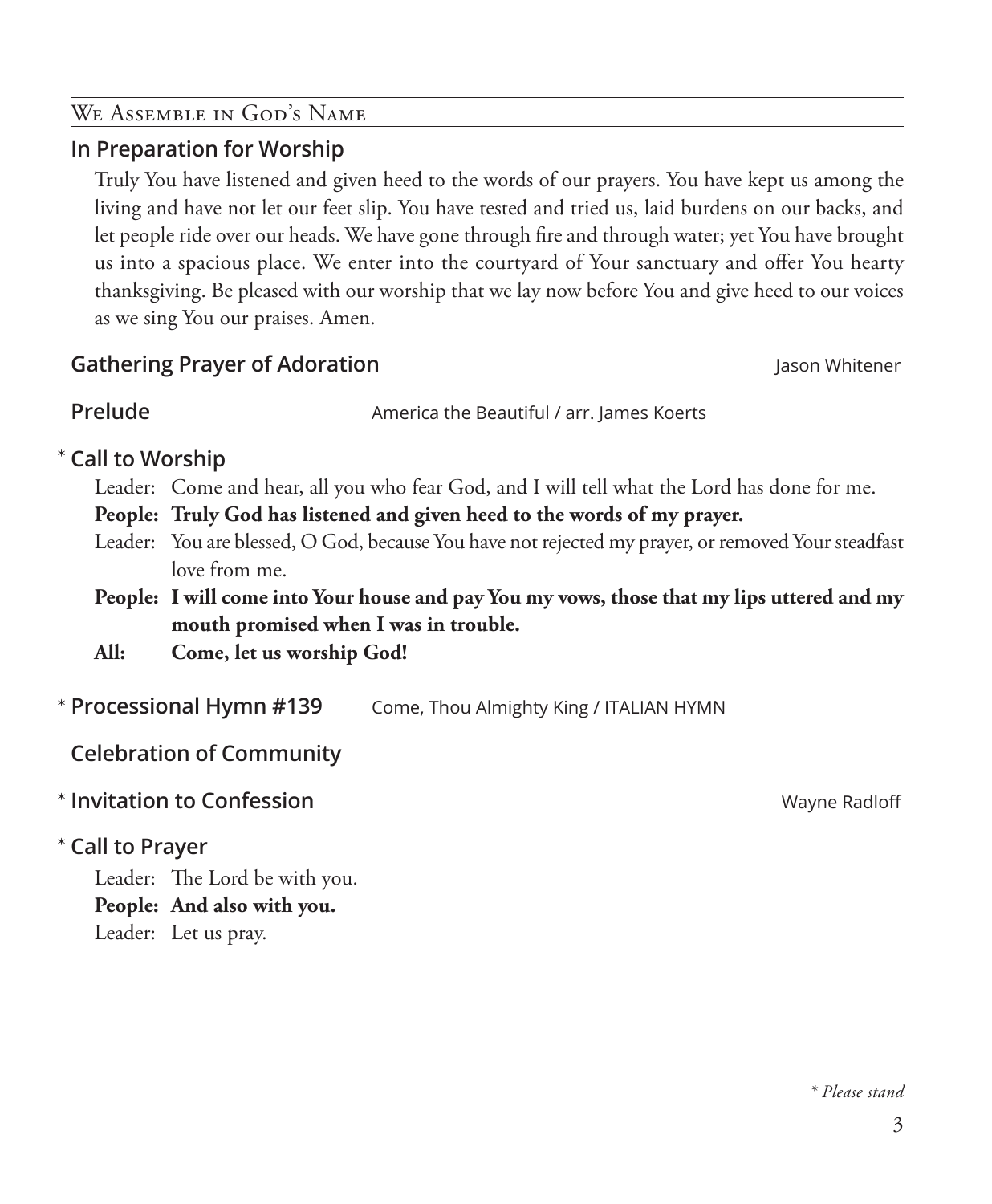## We Assemble in God's Name

### In Preparation for Worship

Truly You have listened and given heed to the words of our prayers. You have kept us among the living and have not let our feet slip. You have tested and tried us, laid burdens on our backs, and let people ride over our heads. We have gone through fire and through water; yet You have brought us into a spacious place. We enter into the courtyard of Your sanctuary and offer You hearty thanksgiving. Be pleased with our worship that we lay now before You and give heed to our voices as we sing You our praises. Amen.

### Gathering Prayer of Adoration — Jason Whitener

### Prelude — America the Beautiful / arr. James Koerts

### * Call to Worship

Leader: Come and hear, all you who fear God, and I will tell what the Lord has done for me.

**People: Truly God has listened and given heed to the words of my prayer.**

Leader: You are blessed, O God, because You have not rejected my prayer, or removed Your steadfast love from me.

**People: I will come into Your house and pay You my vows, those that my lips uttered and my mouth promised when I was in trouble.**

**All: Come, let us worship God!**

### * Processional Hymn #139 — Come, Thou Almighty King / ITALIAN HYMN

### Celebration of Community

### * Invitation to Confession — Wayne Radloff

### * Call to Prayer

Leader: The Lord be with you.

**People: And also with you.**

Leader: Let us pray.

*\* Please stand*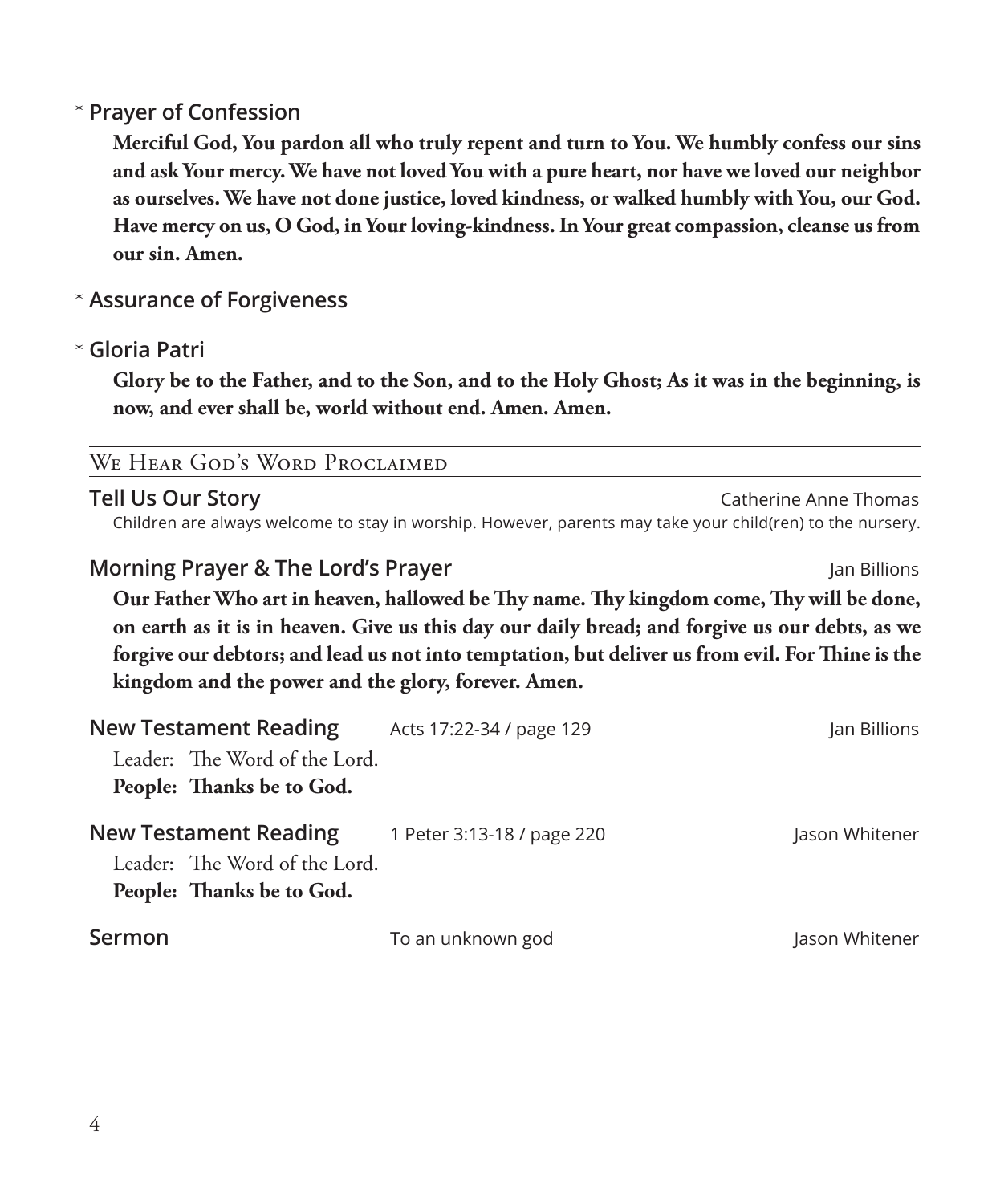\* **Prayer of Confession**

**Merciful God, You pardon all who truly repent and turn to You. We humbly confess our sins and ask Your mercy. We have not loved You with a pure heart, nor have we loved our neighbor as ourselves. We have not done justice, loved kindness, or walked humbly with You, our God. Have mercy on us, O God, in Your loving-kindness. In Your great compassion, cleanse us from our sin. Amen.**

\* **Assurance of Forgiveness**

\* **Gloria Patri**

**Glory be to the Father, and to the Son, and to the Holy Ghost; As it was in the beginning, is now, and ever shall be, world without end. Amen. Amen.**

## We Hear God's Word Proclaimed

**Tell Us Our Story** — Catherine Anne Thomas

Children are always welcome to stay in worship. However, parents may take your child(ren) to the nursery.

**Morning Prayer & The Lord's Prayer** — Jan Billions

**Our Father Who art in heaven, hallowed be Thy name. Thy kingdom come, Thy will be done, on earth as it is in heaven. Give us this day our daily bread; and forgive us our debts, as we forgive our debtors; and lead us not into temptation, but deliver us from evil. For Thine is the kingdom and the power and the glory, forever. Amen.**

**New Testament Reading** — Acts 17:22-34 / page 129 — Jan Billions

Leader: The Word of the Lord.
**People: Thanks be to God.**

**New Testament Reading** — 1 Peter 3:13-18 / page 220 — Jason Whitener

Leader: The Word of the Lord.
**People: Thanks be to God.**

**Sermon** — To an unknown god — Jason Whitener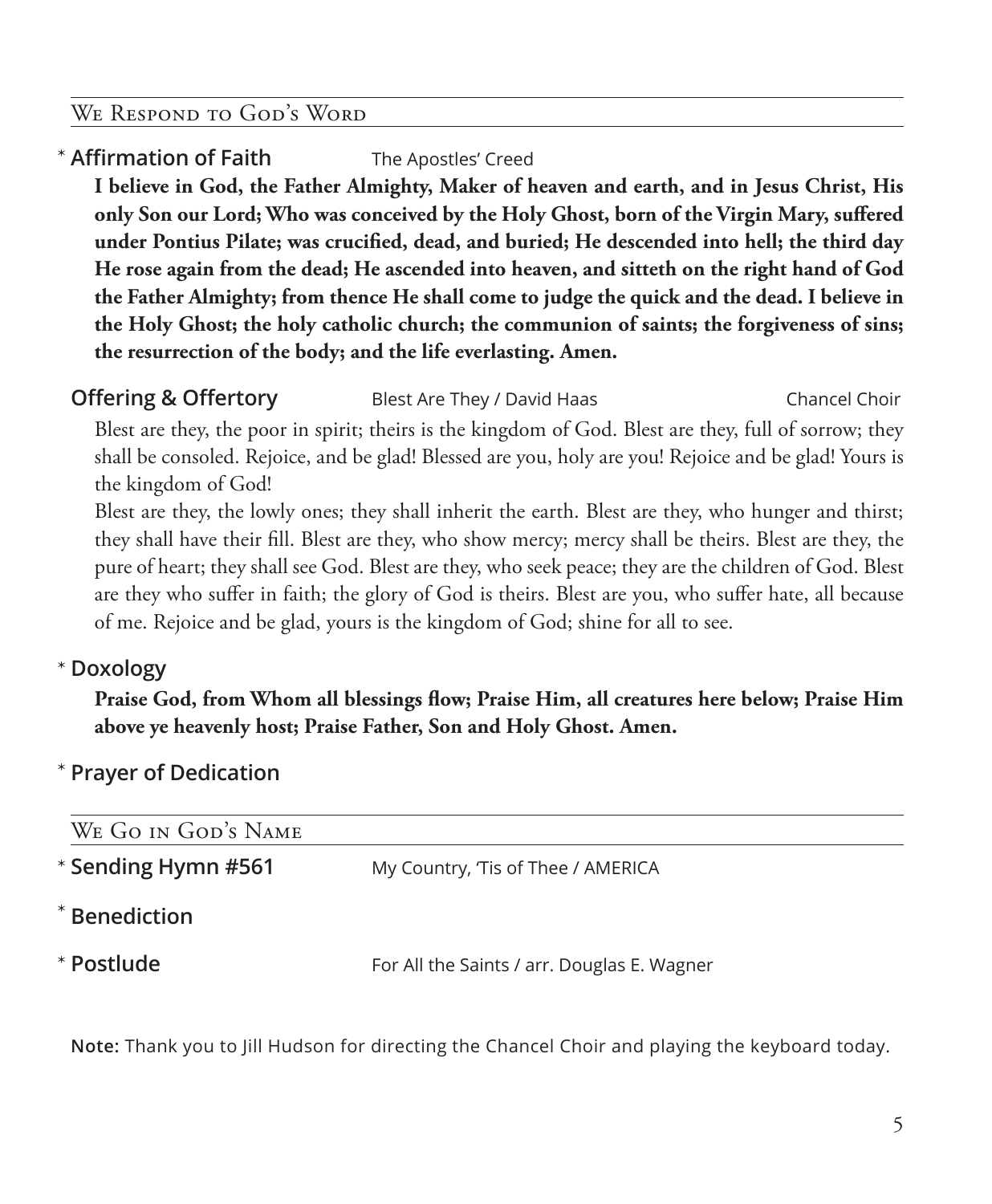## We Respond to God's Word

\* **Affirmation of Faith** The Apostles' Creed

**I believe in God, the Father Almighty, Maker of heaven and earth, and in Jesus Christ, His only Son our Lord; Who was conceived by the Holy Ghost, born of the Virgin Mary, suffered under Pontius Pilate; was crucified, dead, and buried; He descended into hell; the third day He rose again from the dead; He ascended into heaven, and sitteth on the right hand of God the Father Almighty; from thence He shall come to judge the quick and the dead. I believe in the Holy Ghost; the holy catholic church; the communion of saints; the forgiveness of sins; the resurrection of the body; and the life everlasting. Amen.**

**Offering & Offertory** Blest Are They / David Haas — Chancel Choir

Blest are they, the poor in spirit; theirs is the kingdom of God. Blest are they, full of sorrow; they shall be consoled. Rejoice, and be glad! Blessed are you, holy are you! Rejoice and be glad! Yours is the kingdom of God!

Blest are they, the lowly ones; they shall inherit the earth. Blest are they, who hunger and thirst; they shall have their fill. Blest are they, who show mercy; mercy shall be theirs. Blest are they, the pure of heart; they shall see God. Blest are they, who seek peace; they are the children of God. Blest are they who suffer in faith; the glory of God is theirs. Blest are you, who suffer hate, all because of me. Rejoice and be glad, yours is the kingdom of God; shine for all to see.

\* **Doxology**

**Praise God, from Whom all blessings flow; Praise Him, all creatures here below; Praise Him above ye heavenly host; Praise Father, Son and Holy Ghost. Amen.**

\* **Prayer of Dedication**

## We Go in God's Name

\* **Sending Hymn #561** My Country, 'Tis of Thee / AMERICA

\* **Benediction**

\* **Postlude** For All the Saints / arr. Douglas E. Wagner

**Note:** Thank you to Jill Hudson for directing the Chancel Choir and playing the keyboard today.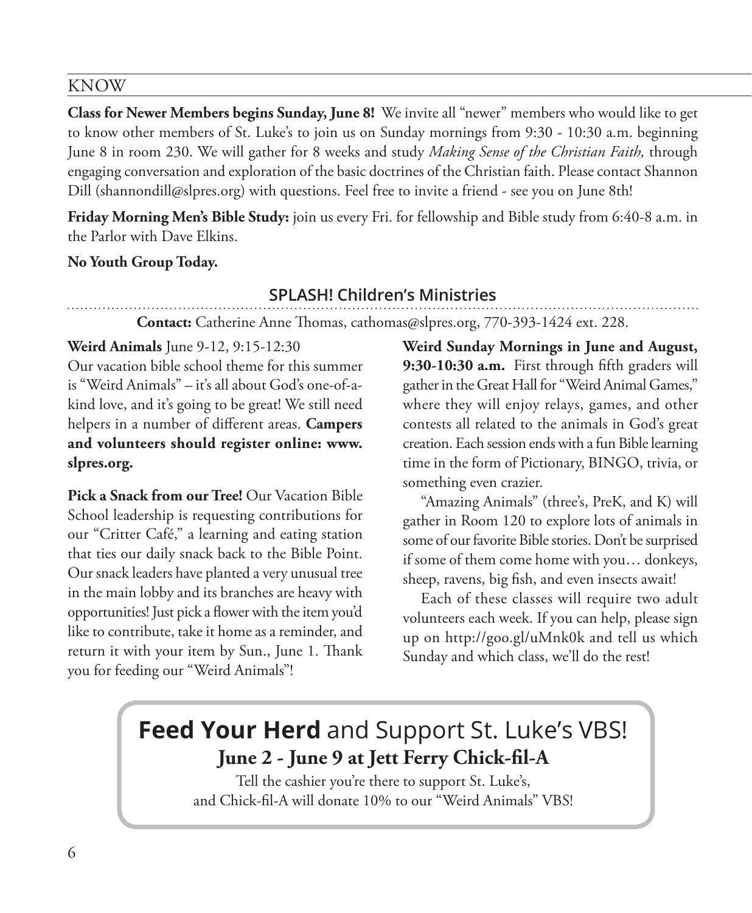## KNOW

**Class for Newer Members begins Sunday, June 8!** We invite all "newer" members who would like to get to know other members of St. Luke's to join us on Sunday mornings from 9:30 - 10:30 a.m. beginning June 8 in room 230. We will gather for 8 weeks and study *Making Sense of the Christian Faith,* through engaging conversation and exploration of the basic doctrines of the Christian faith. Please contact Shannon Dill (shannondill@slpres.org) with questions. Feel free to invite a friend - see you on June 8th!

**Friday Morning Men's Bible Study:** join us every Fri. for fellowship and Bible study from 6:40-8 a.m. in the Parlor with Dave Elkins.

**No Youth Group Today.**

### SPLASH! Children's Ministries

**Contact:** Catherine Anne Thomas, cathomas@slpres.org, 770-393-1424 ext. 228.

**Weird Animals** June 9-12, 9:15-12:30
Our vacation bible school theme for this summer is "Weird Animals" – it's all about God's one-of-a-kind love, and it's going to be great! We still need helpers in a number of different areas. **Campers and volunteers should register online: www.slpres.org.**

**Pick a Snack from our Tree!** Our Vacation Bible School leadership is requesting contributions for our "Critter Café," a learning and eating station that ties our daily snack back to the Bible Point. Our snack leaders have planted a very unusual tree in the main lobby and its branches are heavy with opportunities! Just pick a flower with the item you'd like to contribute, take it home as a reminder, and return it with your item by Sun., June 1. Thank you for feeding our "Weird Animals"!

**Weird Sunday Mornings in June and August, 9:30-10:30 a.m.** First through fifth graders will gather in the Great Hall for "Weird Animal Games," where they will enjoy relays, games, and other contests all related to the animals in God's great creation. Each session ends with a fun Bible learning time in the form of Pictionary, BINGO, trivia, or something even crazier.

"Amazing Animals" (three's, PreK, and K) will gather in Room 120 to explore lots of animals in some of our favorite Bible stories. Don't be surprised if some of them come home with you… donkeys, sheep, ravens, big fish, and even insects await!

Each of these classes will require two adult volunteers each week. If you can help, please sign up on http://goo.gl/uMnk0k and tell us which Sunday and which class, we'll do the rest!

## **Feed Your Herd** and Support St. Luke's VBS!

**June 2 - June 9 at Jett Ferry Chick-fil-A**

Tell the cashier you're there to support St. Luke's,
and Chick-fil-A will donate 10% to our "Weird Animals" VBS!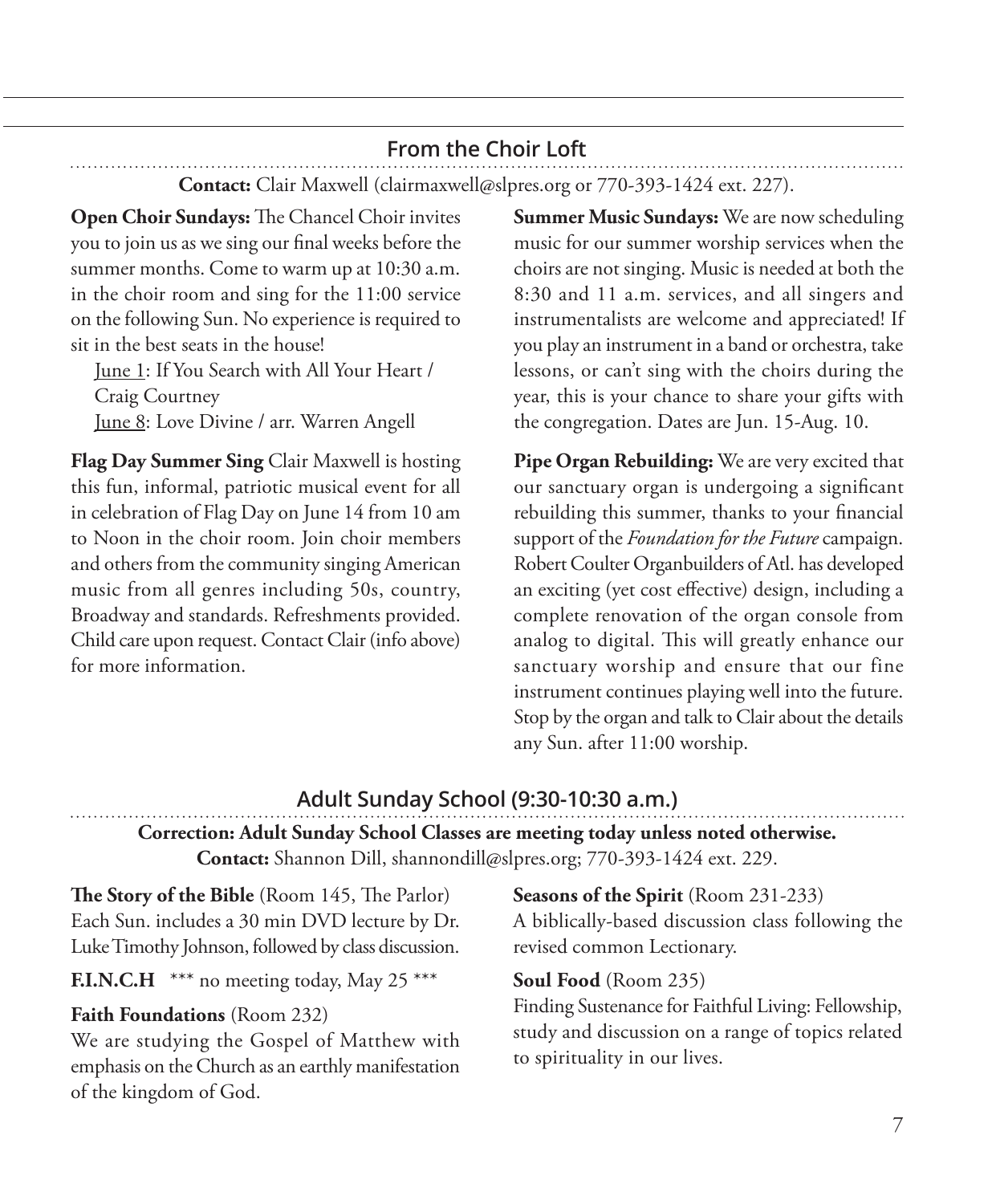## From the Choir Loft

**Contact:** Clair Maxwell (clairmaxwell@slpres.org or 770-393-1424 ext. 227).

**Open Choir Sundays:** The Chancel Choir invites you to join us as we sing our final weeks before the summer months. Come to warm up at 10:30 a.m. in the choir room and sing for the 11:00 service on the following Sun. No experience is required to sit in the best seats in the house!

June 1: If You Search with All Your Heart / Craig Courtney
June 8: Love Divine / arr. Warren Angell

**Flag Day Summer Sing** Clair Maxwell is hosting this fun, informal, patriotic musical event for all in celebration of Flag Day on June 14 from 10 am to Noon in the choir room. Join choir members and others from the community singing American music from all genres including 50s, country, Broadway and standards. Refreshments provided. Child care upon request. Contact Clair (info above) for more information.

**Summer Music Sundays:** We are now scheduling music for our summer worship services when the choirs are not singing. Music is needed at both the 8:30 and 11 a.m. services, and all singers and instrumentalists are welcome and appreciated! If you play an instrument in a band or orchestra, take lessons, or can't sing with the choirs during the year, this is your chance to share your gifts with the congregation. Dates are Jun. 15-Aug. 10.

**Pipe Organ Rebuilding:** We are very excited that our sanctuary organ is undergoing a significant rebuilding this summer, thanks to your financial support of the *Foundation for the Future* campaign. Robert Coulter Organbuilders of Atl. has developed an exciting (yet cost effective) design, including a complete renovation of the organ console from analog to digital. This will greatly enhance our sanctuary worship and ensure that our fine instrument continues playing well into the future. Stop by the organ and talk to Clair about the details any Sun. after 11:00 worship.

## Adult Sunday School (9:30-10:30 a.m.)

**Correction: Adult Sunday School Classes are meeting today unless noted otherwise.**
**Contact:** Shannon Dill, shannondill@slpres.org; 770-393-1424 ext. 229.

**The Story of the Bible** (Room 145, The Parlor)
Each Sun. includes a 30 min DVD lecture by Dr. Luke Timothy Johnson, followed by class discussion.

**F.I.N.C.H** *** no meeting today, May 25 ***

**Faith Foundations** (Room 232)
We are studying the Gospel of Matthew with emphasis on the Church as an earthly manifestation of the kingdom of God.

**Seasons of the Spirit** (Room 231-233)
A biblically-based discussion class following the revised common Lectionary.

**Soul Food** (Room 235)
Finding Sustenance for Faithful Living: Fellowship, study and discussion on a range of topics related to spirituality in our lives.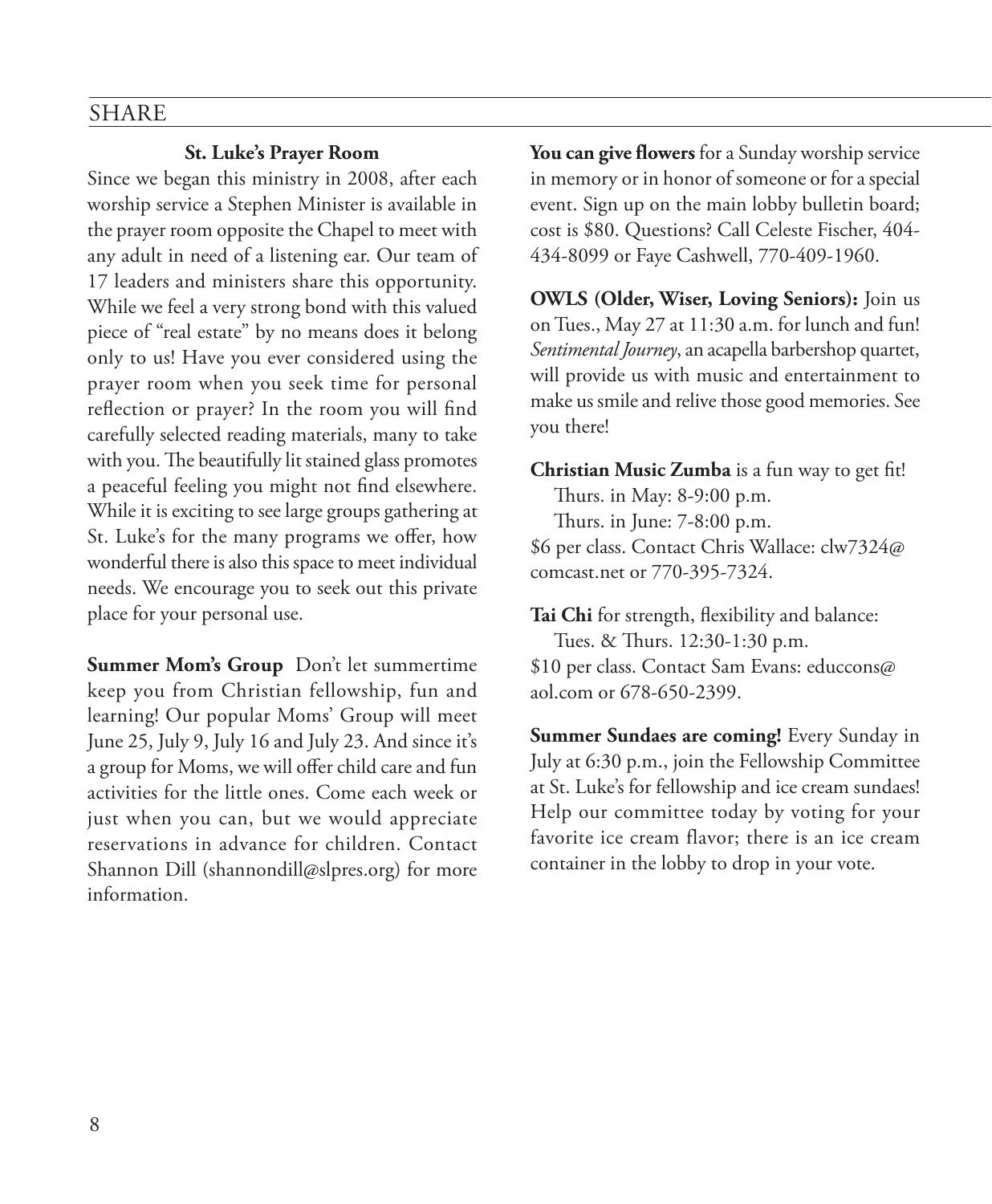## SHARE

### St. Luke's Prayer Room

Since we began this ministry in 2008, after each worship service a Stephen Minister is available in the prayer room opposite the Chapel to meet with any adult in need of a listening ear. Our team of 17 leaders and ministers share this opportunity. While we feel a very strong bond with this valued piece of "real estate" by no means does it belong only to us! Have you ever considered using the prayer room when you seek time for personal reflection or prayer? In the room you will find carefully selected reading materials, many to take with you. The beautifully lit stained glass promotes a peaceful feeling you might not find elsewhere. While it is exciting to see large groups gathering at St. Luke's for the many programs we offer, how wonderful there is also this space to meet individual needs. We encourage you to seek out this private place for your personal use.

**Summer Mom's Group** Don't let summertime keep you from Christian fellowship, fun and learning! Our popular Moms' Group will meet June 25, July 9, July 16 and July 23. And since it's a group for Moms, we will offer child care and fun activities for the little ones. Come each week or just when you can, but we would appreciate reservations in advance for children. Contact Shannon Dill (shannondill@slpres.org) for more information.

**You can give flowers** for a Sunday worship service in memory or in honor of someone or for a special event. Sign up on the main lobby bulletin board; cost is $80. Questions? Call Celeste Fischer, 404-434-8099 or Faye Cashwell, 770-409-1960.

**OWLS (Older, Wiser, Loving Seniors):** Join us on Tues., May 27 at 11:30 a.m. for lunch and fun! *Sentimental Journey*, an acapella barbershop quartet, will provide us with music and entertainment to make us smile and relive those good memories. See you there!

**Christian Music Zumba** is a fun way to get fit!
Thurs. in May: 8-9:00 p.m.
Thurs. in June: 7-8:00 p.m.
$6 per class. Contact Chris Wallace: clw7324@comcast.net or 770-395-7324.

**Tai Chi** for strength, flexibility and balance:
Tues. & Thurs. 12:30-1:30 p.m.
$10 per class. Contact Sam Evans: educcons@aol.com or 678-650-2399.

**Summer Sundaes are coming!** Every Sunday in July at 6:30 p.m., join the Fellowship Committee at St. Luke's for fellowship and ice cream sundaes! Help our committee today by voting for your favorite ice cream flavor; there is an ice cream container in the lobby to drop in your vote.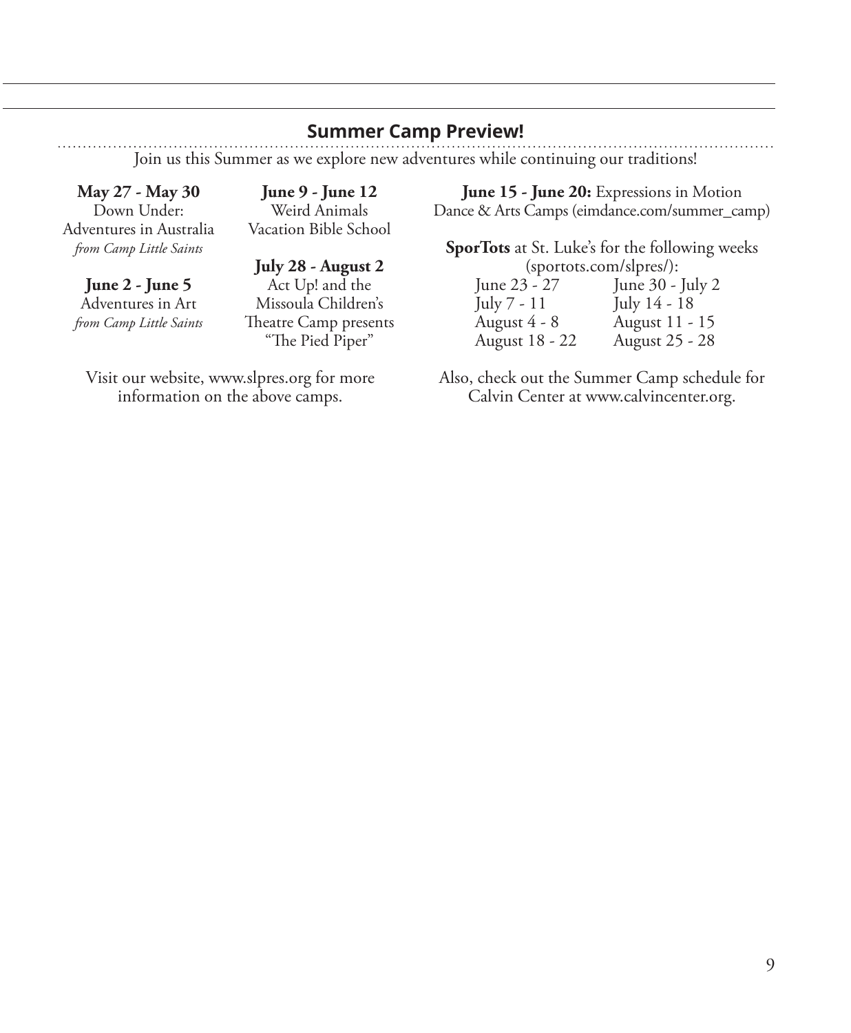## Summer Camp Preview!

Join us this Summer as we explore new adventures while continuing our traditions!

**May 27 - May 30**
Down Under:
Adventures in Australia
*from Camp Little Saints*

**June 2 - June 5**
Adventures in Art
*from Camp Little Saints*

**June 9 - June 12**
Weird Animals
Vacation Bible School

**July 28 - August 2**
Act Up! and the
Missoula Children's
Theatre Camp presents
"The Pied Piper"

Visit our website, www.slpres.org for more information on the above camps.

**June 15 - June 20:** Expressions in Motion Dance & Arts Camps (eimdance.com/summer_camp)

**SporTots** at St. Luke's for the following weeks (sportots.com/slpres/):

| | |
|---|---|
| June 23 - 27 | June 30 - July 2 |
| July 7 - 11 | July 14 - 18 |
| August 4 - 8 | August 11 - 15 |
| August 18 - 22 | August 25 - 28 |

Also, check out the Summer Camp schedule for Calvin Center at www.calvincenter.org.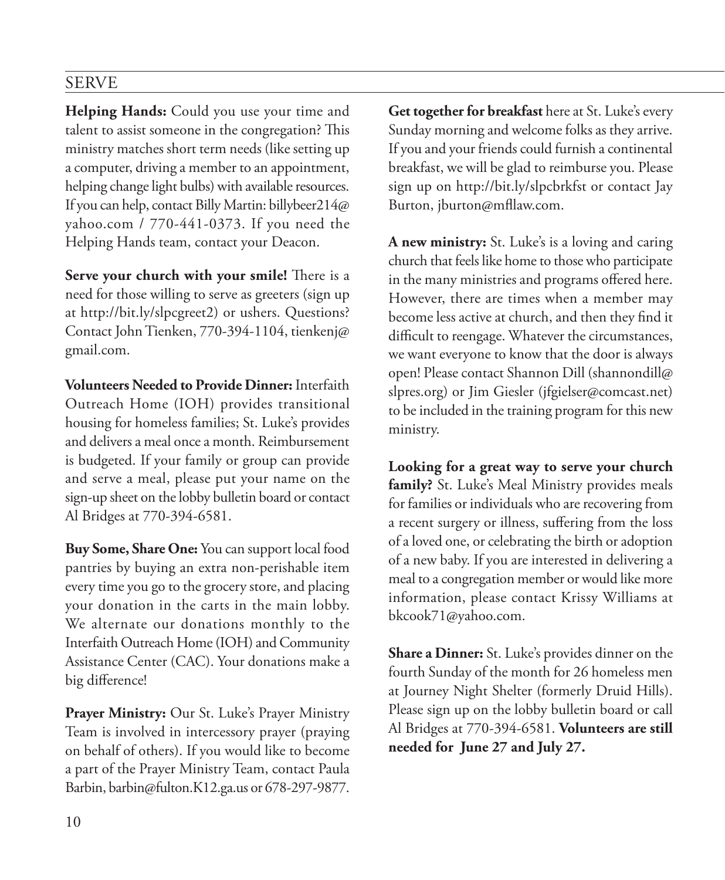## SERVE

**Helping Hands:** Could you use your time and talent to assist someone in the congregation? This ministry matches short term needs (like setting up a computer, driving a member to an appointment, helping change light bulbs) with available resources. If you can help, contact Billy Martin: billybeer214@yahoo.com / 770-441-0373. If you need the Helping Hands team, contact your Deacon.

**Serve your church with your smile!** There is a need for those willing to serve as greeters (sign up at http://bit.ly/slpcgreet2) or ushers. Questions? Contact John Tienken, 770-394-1104, tienkenj@gmail.com.

**Volunteers Needed to Provide Dinner:** Interfaith Outreach Home (IOH) provides transitional housing for homeless families; St. Luke's provides and delivers a meal once a month. Reimbursement is budgeted. If your family or group can provide and serve a meal, please put your name on the sign-up sheet on the lobby bulletin board or contact Al Bridges at 770-394-6581.

**Buy Some, Share One:** You can support local food pantries by buying an extra non-perishable item every time you go to the grocery store, and placing your donation in the carts in the main lobby. We alternate our donations monthly to the Interfaith Outreach Home (IOH) and Community Assistance Center (CAC). Your donations make a big difference!

**Prayer Ministry:** Our St. Luke's Prayer Ministry Team is involved in intercessory prayer (praying on behalf of others). If you would like to become a part of the Prayer Ministry Team, contact Paula Barbin, barbin@fulton.K12.ga.us or 678-297-9877.

**Get together for breakfast** here at St. Luke's every Sunday morning and welcome folks as they arrive. If you and your friends could furnish a continental breakfast, we will be glad to reimburse you. Please sign up on http://bit.ly/slpcbrkfst or contact Jay Burton, jburton@mfllaw.com.

**A new ministry:** St. Luke's is a loving and caring church that feels like home to those who participate in the many ministries and programs offered here. However, there are times when a member may become less active at church, and then they find it difficult to reengage. Whatever the circumstances, we want everyone to know that the door is always open! Please contact Shannon Dill (shannondill@slpres.org) or Jim Giesler (jfgielser@comcast.net) to be included in the training program for this new ministry.

**Looking for a great way to serve your church family?** St. Luke's Meal Ministry provides meals for families or individuals who are recovering from a recent surgery or illness, suffering from the loss of a loved one, or celebrating the birth or adoption of a new baby. If you are interested in delivering a meal to a congregation member or would like more information, please contact Krissy Williams at bkcook71@yahoo.com.

**Share a Dinner:** St. Luke's provides dinner on the fourth Sunday of the month for 26 homeless men at Journey Night Shelter (formerly Druid Hills). Please sign up on the lobby bulletin board or call Al Bridges at 770-394-6581. **Volunteers are still needed for June 27 and July 27.**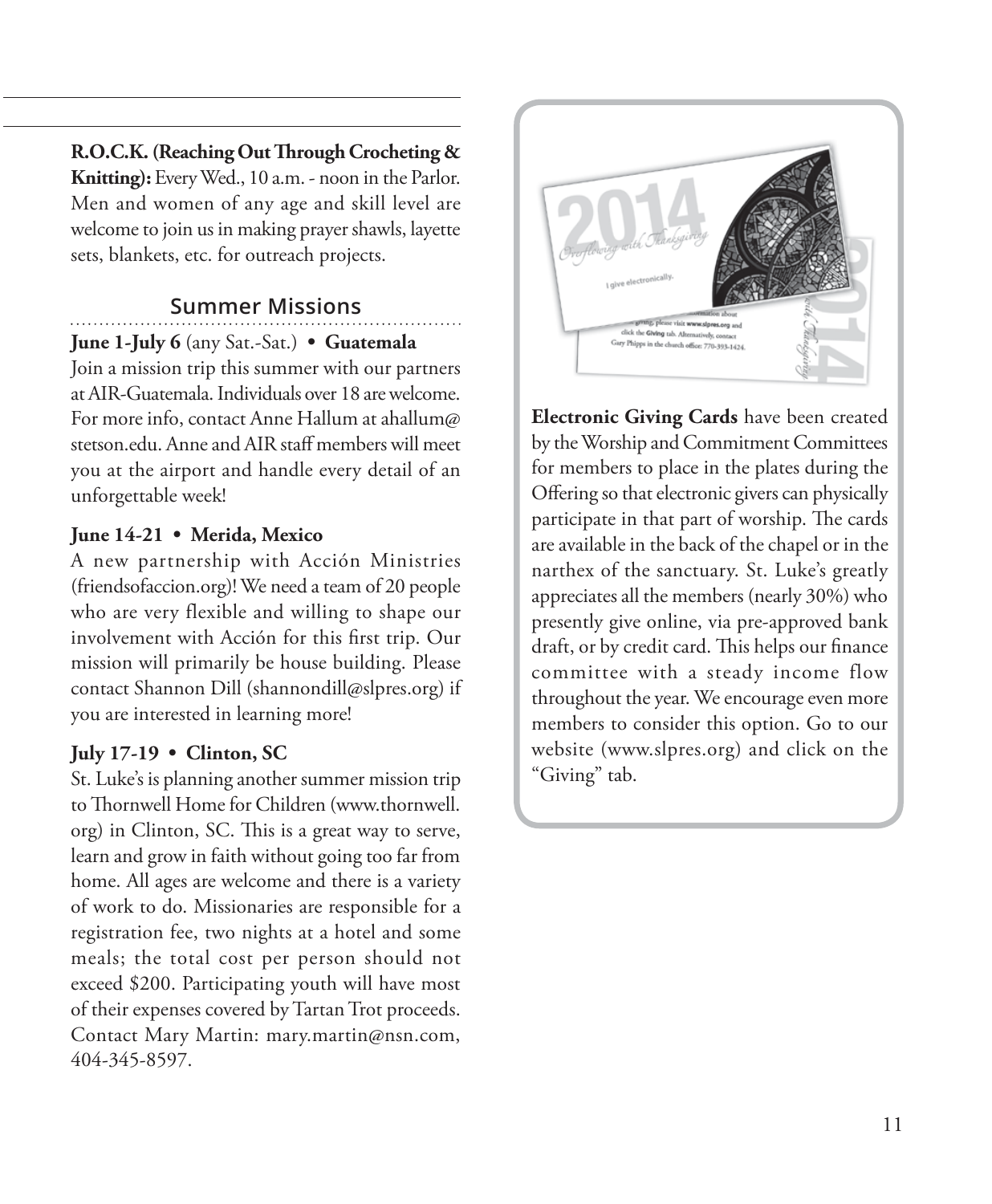**R.O.C.K. (Reaching Out Through Crocheting & Knitting):** Every Wed., 10 a.m. - noon in the Parlor. Men and women of any age and skill level are welcome to join us in making prayer shawls, layette sets, blankets, etc. for outreach projects.

## Summer Missions

**June 1-July 6** (any Sat.-Sat.) • **Guatemala**

Join a mission trip this summer with our partners at AIR-Guatemala. Individuals over 18 are welcome. For more info, contact Anne Hallum at ahallum@stetson.edu. Anne and AIR staff members will meet you at the airport and handle every detail of an unforgettable week!

**June 14-21 • Merida, Mexico**

A new partnership with Acción Ministries (friendsofaccion.org)! We need a team of 20 people who are very flexible and willing to shape our involvement with Acción for this first trip. Our mission will primarily be house building. Please contact Shannon Dill (shannondill@slpres.org) if you are interested in learning more!

**July 17-19 • Clinton, SC**

St. Luke's is planning another summer mission trip to Thornwell Home for Children (www.thornwell.org) in Clinton, SC. This is a great way to serve, learn and grow in faith without going too far from home. All ages are welcome and there is a variety of work to do. Missionaries are responsible for a registration fee, two nights at a hotel and some meals; the total cost per person should not exceed $200. Participating youth will have most of their expenses covered by Tartan Trot proceeds. Contact Mary Martin: mary.martin@nsn.com, 404-345-8597.

**Electronic Giving Cards** have been created by the Worship and Commitment Committees for members to place in the plates during the Offering so that electronic givers can physically participate in that part of worship. The cards are available in the back of the chapel or in the narthex of the sanctuary. St. Luke's greatly appreciates all the members (nearly 30%) who presently give online, via pre-approved bank draft, or by credit card. This helps our finance committee with a steady income flow throughout the year. We encourage even more members to consider this option. Go to our website (www.slpres.org) and click on the "Giving" tab.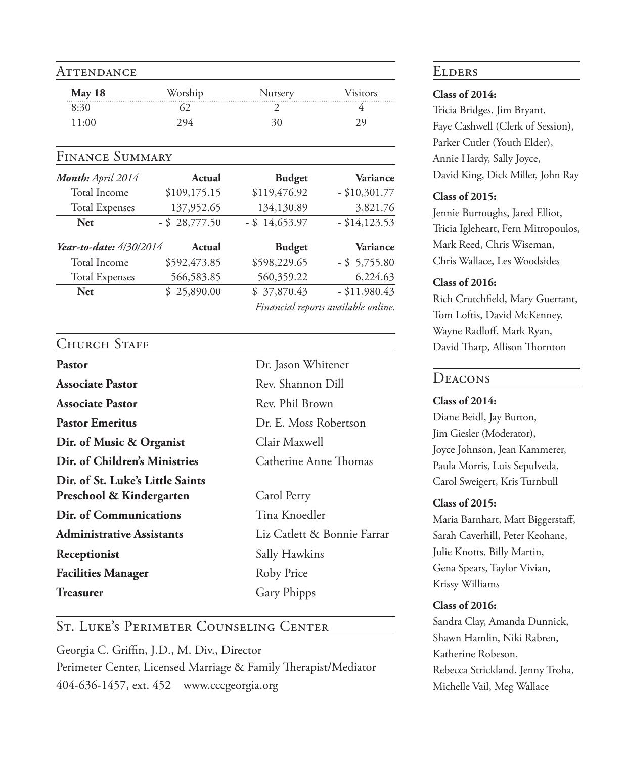## Attendance

| May 18 | Worship | Nursery | Visitors |
|---|---|---|---|
| 8:30 | 62 | 2 | 4 |
| 11:00 | 294 | 30 | 29 |

## Finance Summary

| ***Month:*** *April 2014* | **Actual** | **Budget** | **Variance** |
|---|---|---|---|
| Total Income | $109,175.15 | $119,476.92 | - $10,301.77 |
| Total Expenses | 137,952.65 | 134,130.89 | 3,821.76 |
| **Net** | - $ 28,777.50 | - $ 14,653.97 | - $14,123.53 |

| ***Year-to-date:*** *4/30/2014* | **Actual** | **Budget** | **Variance** |
|---|---|---|---|
| Total Income | $592,473.85 | $598,229.65 | - $ 5,755.80 |
| Total Expenses | 566,583.85 | 560,359.22 | 6,224.63 |
| **Net** | $ 25,890.00 | $ 37,870.43 | - $11,980.43 |

*Financial reports available online.*

## Church Staff

| | |
|---|---|
| **Pastor** | Dr. Jason Whitener |
| **Associate Pastor** | Rev. Shannon Dill |
| **Associate Pastor** | Rev. Phil Brown |
| **Pastor Emeritus** | Dr. E. Moss Robertson |
| **Dir. of Music & Organist** | Clair Maxwell |
| **Dir. of Children's Ministries** | Catherine Anne Thomas |
| **Dir. of St. Luke's Little Saints Preschool & Kindergarten** | Carol Perry |
| **Dir. of Communications** | Tina Knoedler |
| **Administrative Assistants** | Liz Catlett & Bonnie Farrar |
| **Receptionist** | Sally Hawkins |
| **Facilities Manager** | Roby Price |
| **Treasurer** | Gary Phipps |

## St. Luke's Perimeter Counseling Center

Georgia C. Griffin, J.D., M. Div., Director
Perimeter Center, Licensed Marriage & Family Therapist/Mediator
404-636-1457, ext. 452 www.cccgeorgia.org

## Elders

**Class of 2014:**
Tricia Bridges, Jim Bryant, Faye Cashwell (Clerk of Session), Parker Cutler (Youth Elder), Annie Hardy, Sally Joyce, David King, Dick Miller, John Ray

**Class of 2015:**
Jennie Burroughs, Jared Elliot, Tricia Igleheart, Fern Mitropoulos, Mark Reed, Chris Wiseman, Chris Wallace, Les Woodsides

**Class of 2016:**
Rich Crutchfield, Mary Guerrant, Tom Loftis, David McKenney, Wayne Radloff, Mark Ryan, David Tharp, Allison Thornton

## Deacons

**Class of 2014:**
Diane Beidl, Jay Burton, Jim Giesler (Moderator), Joyce Johnson, Jean Kammerer, Paula Morris, Luis Sepulveda, Carol Sweigert, Kris Turnbull

**Class of 2015:**
Maria Barnhart, Matt Biggerstaff, Sarah Caverhill, Peter Keohane, Julie Knotts, Billy Martin, Gena Spears, Taylor Vivian, Krissy Williams

**Class of 2016:**
Sandra Clay, Amanda Dunnick, Shawn Hamlin, Niki Rabren, Katherine Robeson, Rebecca Strickland, Jenny Troha, Michelle Vail, Meg Wallace